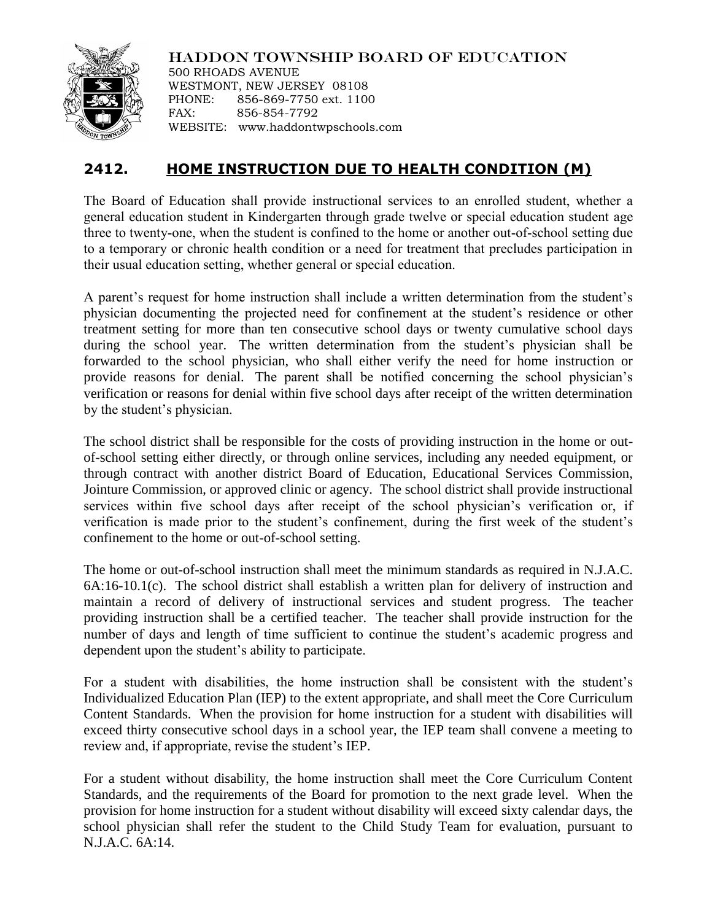HADDON TOWNSHIP BOARD OF EDUCATION
500 RHOADS AVENUE
WESTMONT, NEW JERSEY 08108
PHONE: 856-869-7750 ext. 1100
FAX: 856-854-7792
WEBSITE: www.haddontwpschools.com

# 2412. HOME INSTRUCTION DUE TO HEALTH CONDITION (M)

The Board of Education shall provide instructional services to an enrolled student, whether a general education student in Kindergarten through grade twelve or special education student age three to twenty-one, when the student is confined to the home or another out-of-school setting due to a temporary or chronic health condition or a need for treatment that precludes participation in their usual education setting, whether general or special education.

A parent's request for home instruction shall include a written determination from the student's physician documenting the projected need for confinement at the student's residence or other treatment setting for more than ten consecutive school days or twenty cumulative school days during the school year. The written determination from the student's physician shall be forwarded to the school physician, who shall either verify the need for home instruction or provide reasons for denial. The parent shall be notified concerning the school physician's verification or reasons for denial within five school days after receipt of the written determination by the student's physician.

The school district shall be responsible for the costs of providing instruction in the home or out-of-school setting either directly, or through online services, including any needed equipment, or through contract with another district Board of Education, Educational Services Commission, Jointure Commission, or approved clinic or agency. The school district shall provide instructional services within five school days after receipt of the school physician's verification or, if verification is made prior to the student's confinement, during the first week of the student's confinement to the home or out-of-school setting.

The home or out-of-school instruction shall meet the minimum standards as required in N.J.A.C. 6A:16-10.1(c). The school district shall establish a written plan for delivery of instruction and maintain a record of delivery of instructional services and student progress. The teacher providing instruction shall be a certified teacher. The teacher shall provide instruction for the number of days and length of time sufficient to continue the student's academic progress and dependent upon the student's ability to participate.

For a student with disabilities, the home instruction shall be consistent with the student's Individualized Education Plan (IEP) to the extent appropriate, and shall meet the Core Curriculum Content Standards. When the provision for home instruction for a student with disabilities will exceed thirty consecutive school days in a school year, the IEP team shall convene a meeting to review and, if appropriate, revise the student's IEP.

For a student without disability, the home instruction shall meet the Core Curriculum Content Standards, and the requirements of the Board for promotion to the next grade level. When the provision for home instruction for a student without disability will exceed sixty calendar days, the school physician shall refer the student to the Child Study Team for evaluation, pursuant to N.J.A.C. 6A:14.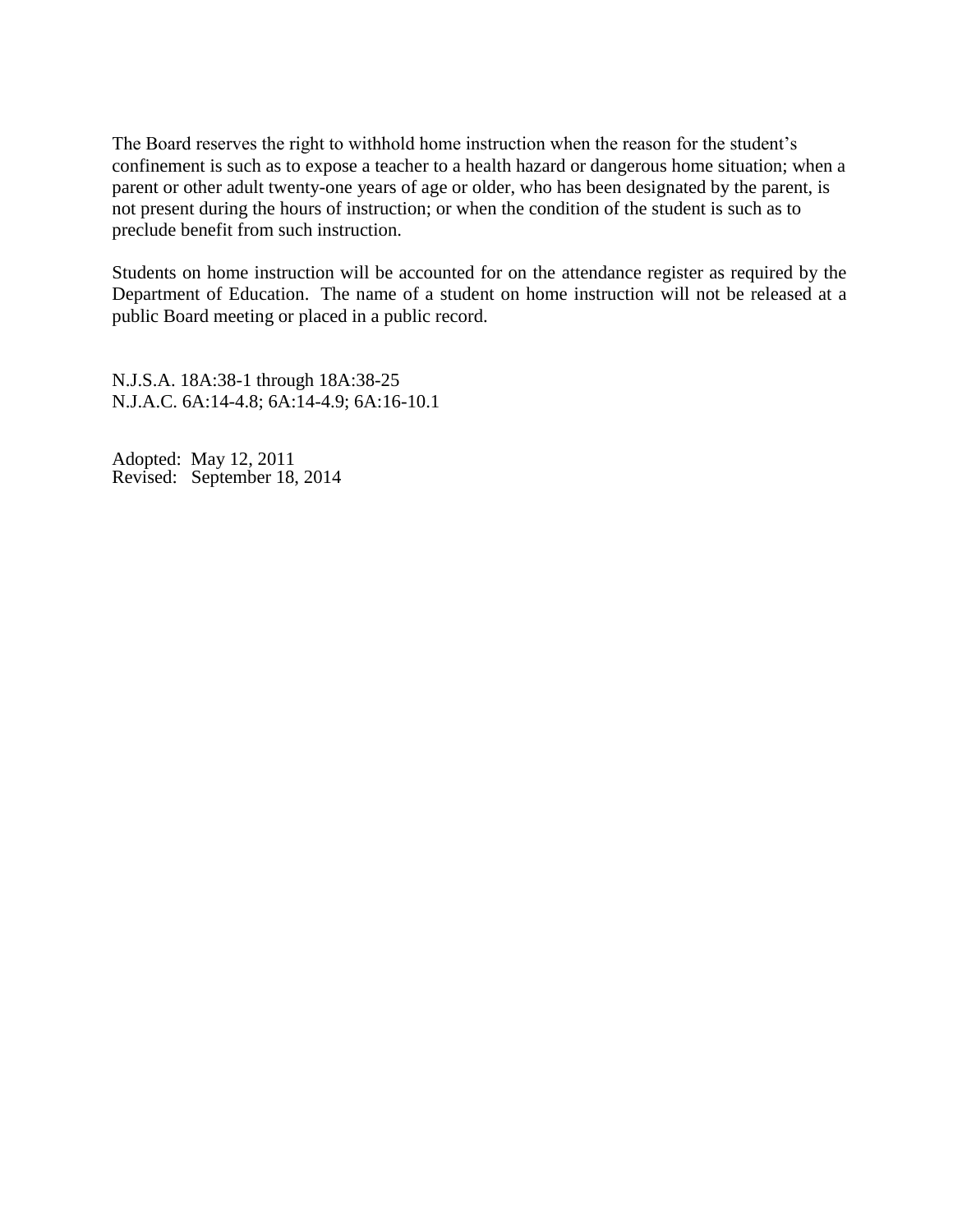The Board reserves the right to withhold home instruction when the reason for the student's confinement is such as to expose a teacher to a health hazard or dangerous home situation; when a parent or other adult twenty-one years of age or older, who has been designated by the parent, is not present during the hours of instruction; or when the condition of the student is such as to preclude benefit from such instruction.

Students on home instruction will be accounted for on the attendance register as required by the Department of Education. The name of a student on home instruction will not be released at a public Board meeting or placed in a public record.

N.J.S.A. 18A:38-1 through 18A:38-25
N.J.A.C. 6A:14-4.8; 6A:14-4.9; 6A:16-10.1

Adopted: May 12, 2011
Revised: September 18, 2014